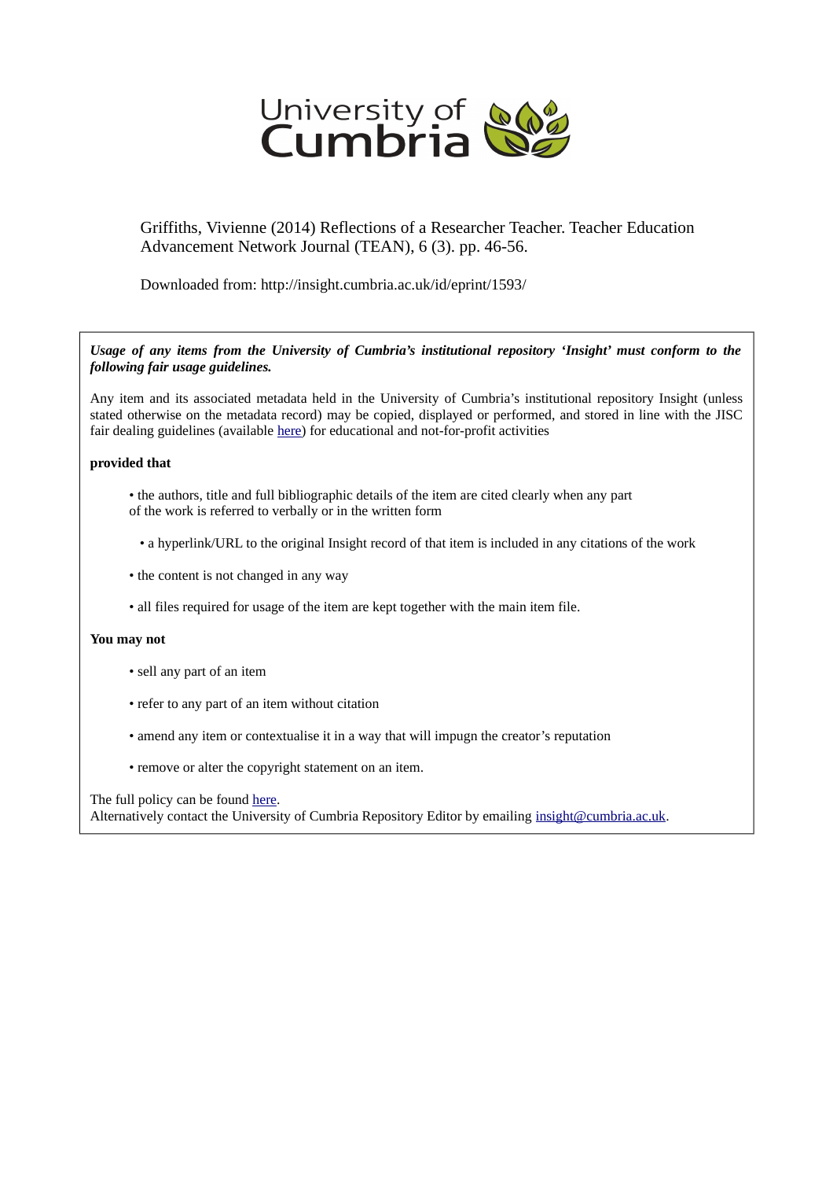University of Cumbria

Griffiths, Vivienne (2014) Reflections of a Researcher Teacher. Teacher Education Advancement Network Journal (TEAN), 6 (3). pp. 46-56.

Downloaded from: http://insight.cumbria.ac.uk/id/eprint/1593/

***Usage of any items from the University of Cumbria's institutional repository 'Insight' must conform to the following fair usage guidelines.***

Any item and its associated metadata held in the University of Cumbria's institutional repository Insight (unless stated otherwise on the metadata record) may be copied, displayed or performed, and stored in line with the JISC fair dealing guidelines (available here) for educational and not-for-profit activities

**provided that**

- the authors, title and full bibliographic details of the item are cited clearly when any part of the work is referred to verbally or in the written form
- a hyperlink/URL to the original Insight record of that item is included in any citations of the work
- the content is not changed in any way
- all files required for usage of the item are kept together with the main item file.

**You may not**

- sell any part of an item
- refer to any part of an item without citation
- amend any item or contextualise it in a way that will impugn the creator's reputation
- remove or alter the copyright statement on an item.

The full policy can be found here.
Alternatively contact the University of Cumbria Repository Editor by emailing insight@cumbria.ac.uk.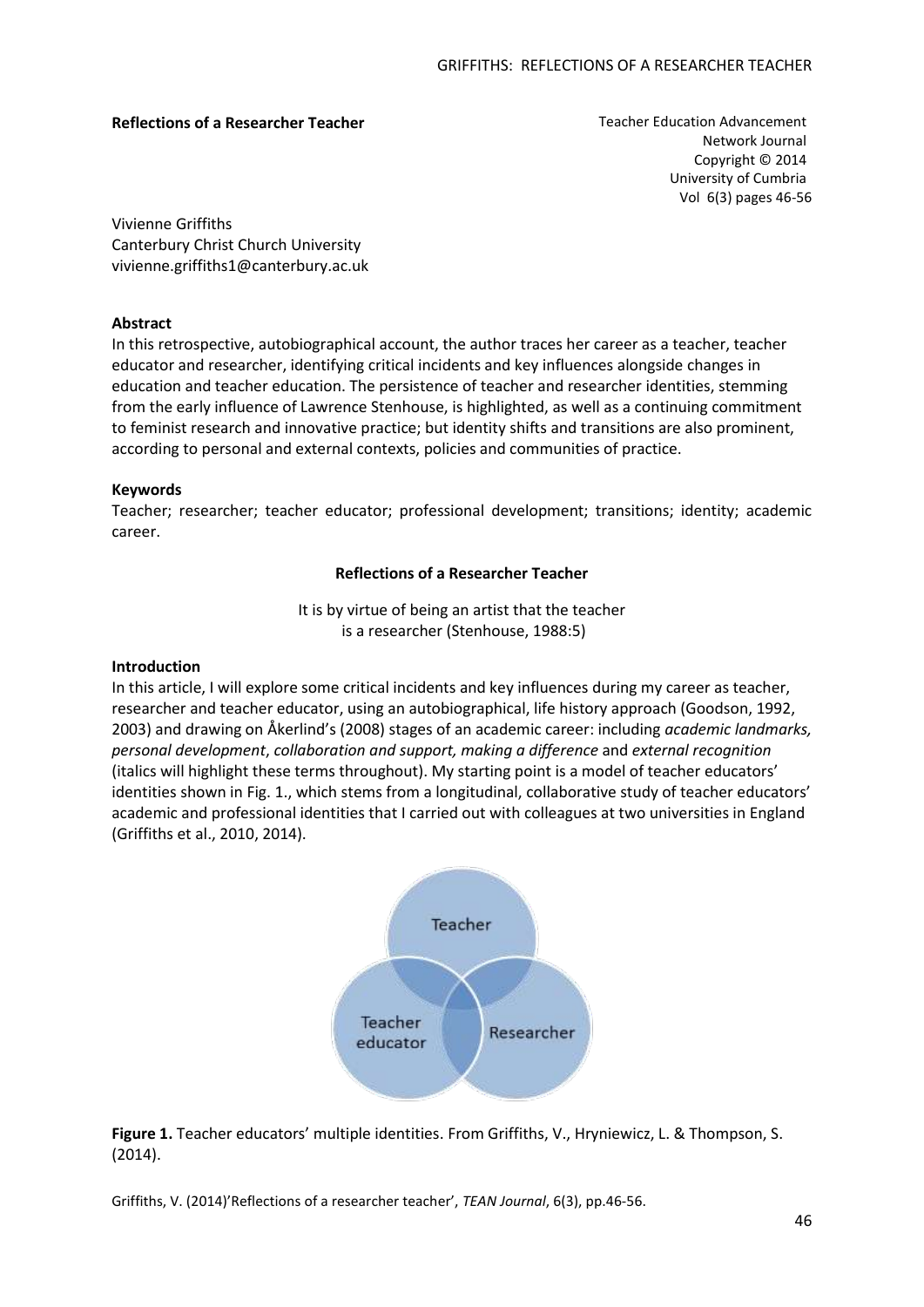**Reflections of a Researcher Teacher**

Teacher Education Advancement Network Journal
Copyright © 2014
University of Cumbria
Vol 6(3) pages 46-56

Vivienne Griffiths
Canterbury Christ Church University
vivienne.griffiths1@canterbury.ac.uk

**Abstract**

In this retrospective, autobiographical account, the author traces her career as a teacher, teacher educator and researcher, identifying critical incidents and key influences alongside changes in education and teacher education. The persistence of teacher and researcher identities, stemming from the early influence of Lawrence Stenhouse, is highlighted, as well as a continuing commitment to feminist research and innovative practice; but identity shifts and transitions are also prominent, according to personal and external contexts, policies and communities of practice.

**Keywords**

Teacher; researcher; teacher educator; professional development; transitions; identity; academic career.

## Reflections of a Researcher Teacher

It is by virtue of being an artist that the teacher
is a researcher (Stenhouse, 1988:5)

### Introduction

In this article, I will explore some critical incidents and key influences during my career as teacher, researcher and teacher educator, using an autobiographical, life history approach (Goodson, 1992, 2003) and drawing on Åkerlind's (2008) stages of an academic career: including *academic landmarks, personal development*, *collaboration and support, making a difference* and *external recognition* (italics will highlight these terms throughout). My starting point is a model of teacher educators' identities shown in Fig. 1., which stems from a longitudinal, collaborative study of teacher educators' academic and professional identities that I carried out with colleagues at two universities in England (Griffiths et al., 2010, 2014).

**Figure 1.** Teacher educators' multiple identities. From Griffiths, V., Hryniewicz, L. & Thompson, S. (2014).

Griffiths, V. (2014)'Reflections of a researcher teacher', *TEAN Journal*, 6(3), pp.46-56.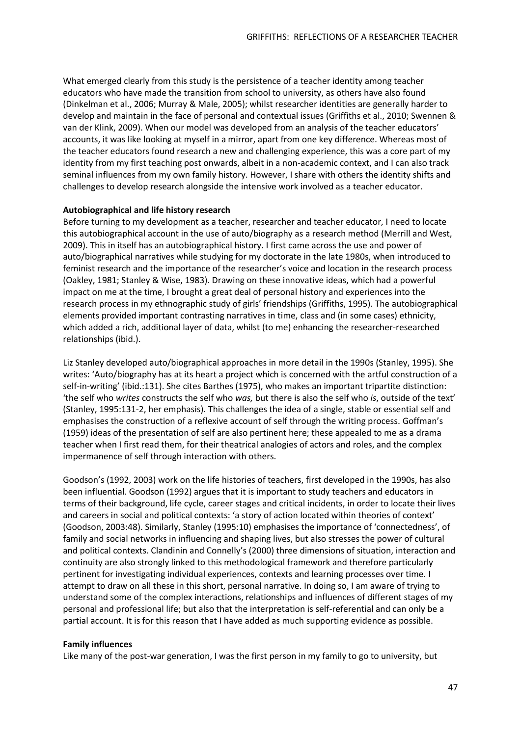What emerged clearly from this study is the persistence of a teacher identity among teacher educators who have made the transition from school to university, as others have also found (Dinkelman et al., 2006; Murray & Male, 2005); whilst researcher identities are generally harder to develop and maintain in the face of personal and contextual issues (Griffiths et al., 2010; Swennen & van der Klink, 2009). When our model was developed from an analysis of the teacher educators' accounts, it was like looking at myself in a mirror, apart from one key difference. Whereas most of the teacher educators found research a new and challenging experience, this was a core part of my identity from my first teaching post onwards, albeit in a non-academic context, and I can also track seminal influences from my own family history. However, I share with others the identity shifts and challenges to develop research alongside the intensive work involved as a teacher educator.

**Autobiographical and life history research**

Before turning to my development as a teacher, researcher and teacher educator, I need to locate this autobiographical account in the use of auto/biography as a research method (Merrill and West, 2009). This in itself has an autobiographical history. I first came across the use and power of auto/biographical narratives while studying for my doctorate in the late 1980s, when introduced to feminist research and the importance of the researcher's voice and location in the research process (Oakley, 1981; Stanley & Wise, 1983). Drawing on these innovative ideas, which had a powerful impact on me at the time, I brought a great deal of personal history and experiences into the research process in my ethnographic study of girls' friendships (Griffiths, 1995). The autobiographical elements provided important contrasting narratives in time, class and (in some cases) ethnicity, which added a rich, additional layer of data, whilst (to me) enhancing the researcher-researched relationships (ibid.).

Liz Stanley developed auto/biographical approaches in more detail in the 1990s (Stanley, 1995). She writes: 'Auto/biography has at its heart a project which is concerned with the artful construction of a self-in-writing' (ibid.:131). She cites Barthes (1975), who makes an important tripartite distinction: 'the self who *writes* constructs the self who *was,* but there is also the self who *is*, outside of the text' (Stanley, 1995:131-2, her emphasis). This challenges the idea of a single, stable or essential self and emphasises the construction of a reflexive account of self through the writing process. Goffman's (1959) ideas of the presentation of self are also pertinent here; these appealed to me as a drama teacher when I first read them, for their theatrical analogies of actors and roles, and the complex impermanence of self through interaction with others.

Goodson's (1992, 2003) work on the life histories of teachers, first developed in the 1990s, has also been influential. Goodson (1992) argues that it is important to study teachers and educators in terms of their background, life cycle, career stages and critical incidents, in order to locate their lives and careers in social and political contexts: 'a story of action located within theories of context' (Goodson, 2003:48). Similarly, Stanley (1995:10) emphasises the importance of 'connectedness', of family and social networks in influencing and shaping lives, but also stresses the power of cultural and political contexts. Clandinin and Connelly's (2000) three dimensions of situation, interaction and continuity are also strongly linked to this methodological framework and therefore particularly pertinent for investigating individual experiences, contexts and learning processes over time. I attempt to draw on all these in this short, personal narrative. In doing so, I am aware of trying to understand some of the complex interactions, relationships and influences of different stages of my personal and professional life; but also that the interpretation is self-referential and can only be a partial account. It is for this reason that I have added as much supporting evidence as possible.

**Family influences**

Like many of the post-war generation, I was the first person in my family to go to university, but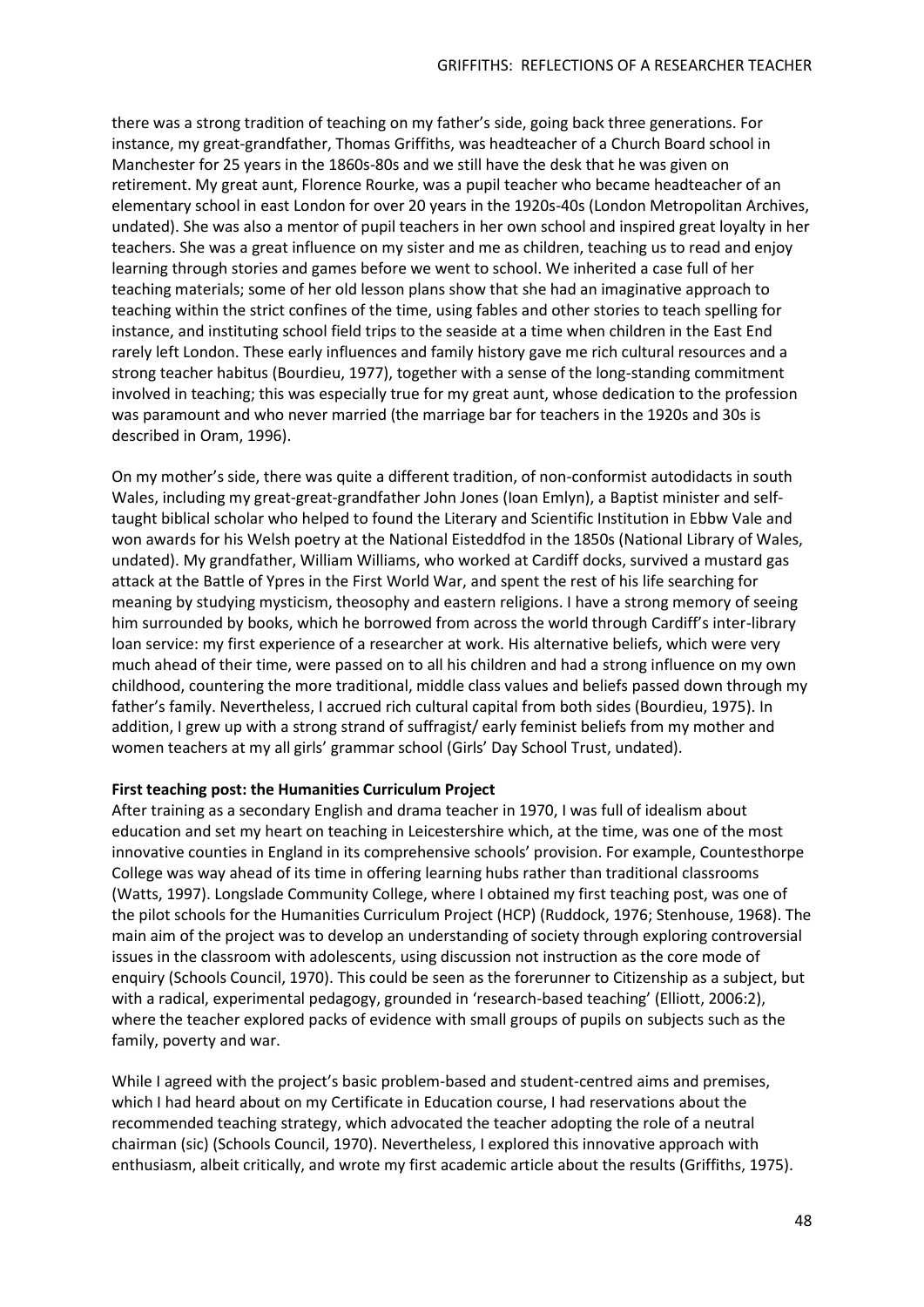there was a strong tradition of teaching on my father's side, going back three generations. For instance, my great-grandfather, Thomas Griffiths, was headteacher of a Church Board school in Manchester for 25 years in the 1860s-80s and we still have the desk that he was given on retirement. My great aunt, Florence Rourke, was a pupil teacher who became headteacher of an elementary school in east London for over 20 years in the 1920s-40s (London Metropolitan Archives, undated). She was also a mentor of pupil teachers in her own school and inspired great loyalty in her teachers. She was a great influence on my sister and me as children, teaching us to read and enjoy learning through stories and games before we went to school. We inherited a case full of her teaching materials; some of her old lesson plans show that she had an imaginative approach to teaching within the strict confines of the time, using fables and other stories to teach spelling for instance, and instituting school field trips to the seaside at a time when children in the East End rarely left London. These early influences and family history gave me rich cultural resources and a strong teacher habitus (Bourdieu, 1977), together with a sense of the long-standing commitment involved in teaching; this was especially true for my great aunt, whose dedication to the profession was paramount and who never married (the marriage bar for teachers in the 1920s and 30s is described in Oram, 1996).

On my mother's side, there was quite a different tradition, of non-conformist autodidacts in south Wales, including my great-great-grandfather John Jones (Ioan Emlyn), a Baptist minister and self-taught biblical scholar who helped to found the Literary and Scientific Institution in Ebbw Vale and won awards for his Welsh poetry at the National Eisteddfod in the 1850s (National Library of Wales, undated). My grandfather, William Williams, who worked at Cardiff docks, survived a mustard gas attack at the Battle of Ypres in the First World War, and spent the rest of his life searching for meaning by studying mysticism, theosophy and eastern religions. I have a strong memory of seeing him surrounded by books, which he borrowed from across the world through Cardiff's inter-library loan service: my first experience of a researcher at work. His alternative beliefs, which were very much ahead of their time, were passed on to all his children and had a strong influence on my own childhood, countering the more traditional, middle class values and beliefs passed down through my father's family. Nevertheless, I accrued rich cultural capital from both sides (Bourdieu, 1975). In addition, I grew up with a strong strand of suffragist/ early feminist beliefs from my mother and women teachers at my all girls' grammar school (Girls' Day School Trust, undated).

**First teaching post: the Humanities Curriculum Project**

After training as a secondary English and drama teacher in 1970, I was full of idealism about education and set my heart on teaching in Leicestershire which, at the time, was one of the most innovative counties in England in its comprehensive schools' provision. For example, Countesthorpe College was way ahead of its time in offering learning hubs rather than traditional classrooms (Watts, 1997). Longslade Community College, where I obtained my first teaching post, was one of the pilot schools for the Humanities Curriculum Project (HCP) (Ruddock, 1976; Stenhouse, 1968). The main aim of the project was to develop an understanding of society through exploring controversial issues in the classroom with adolescents, using discussion not instruction as the core mode of enquiry (Schools Council, 1970). This could be seen as the forerunner to Citizenship as a subject, but with a radical, experimental pedagogy, grounded in 'research-based teaching' (Elliott, 2006:2), where the teacher explored packs of evidence with small groups of pupils on subjects such as the family, poverty and war.

While I agreed with the project's basic problem-based and student-centred aims and premises, which I had heard about on my Certificate in Education course, I had reservations about the recommended teaching strategy, which advocated the teacher adopting the role of a neutral chairman (sic) (Schools Council, 1970). Nevertheless, I explored this innovative approach with enthusiasm, albeit critically, and wrote my first academic article about the results (Griffiths, 1975).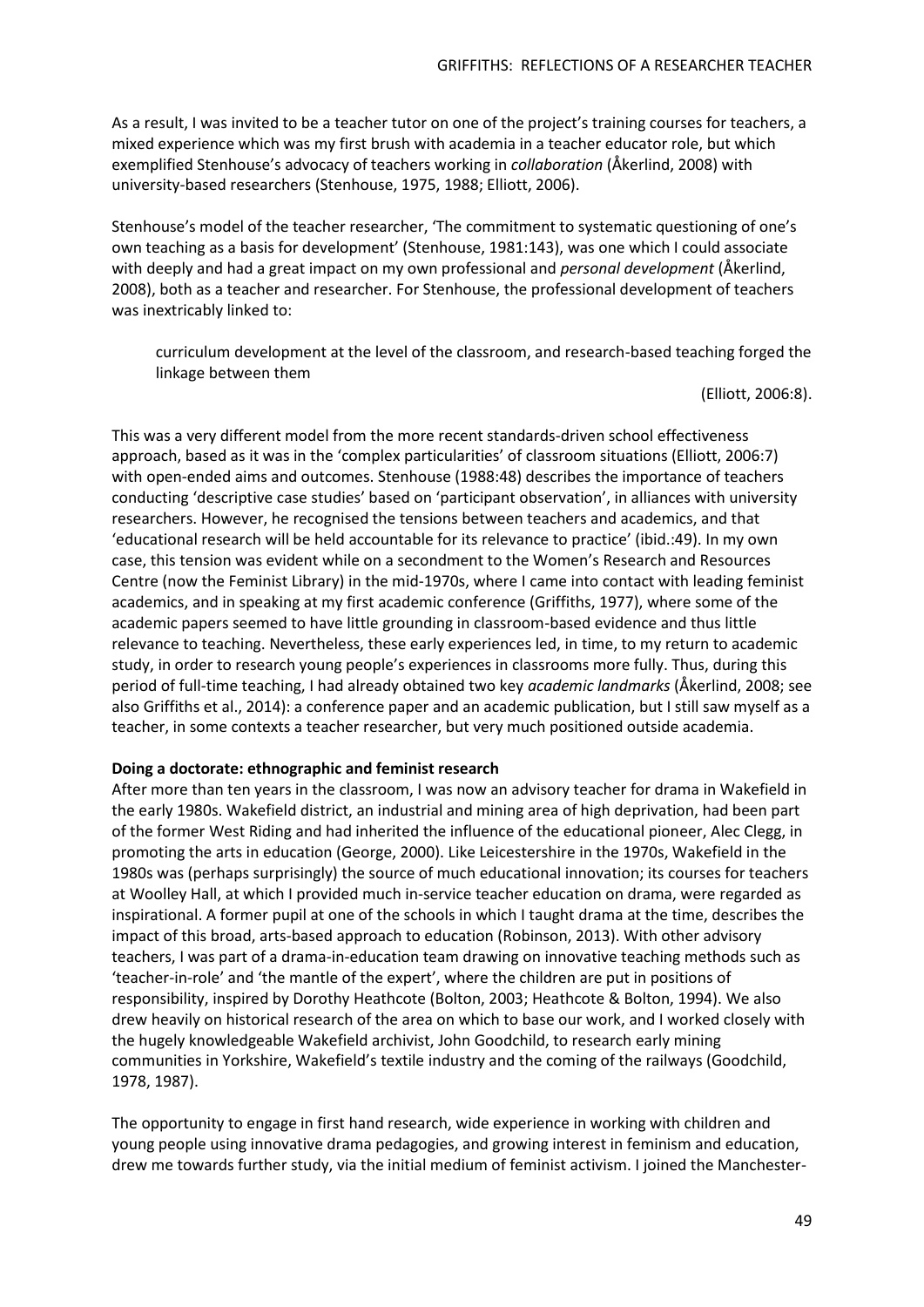As a result, I was invited to be a teacher tutor on one of the project's training courses for teachers, a mixed experience which was my first brush with academia in a teacher educator role, but which exemplified Stenhouse's advocacy of teachers working in *collaboration* (Åkerlind, 2008) with university-based researchers (Stenhouse, 1975, 1988; Elliott, 2006).

Stenhouse's model of the teacher researcher, 'The commitment to systematic questioning of one's own teaching as a basis for development' (Stenhouse, 1981:143), was one which I could associate with deeply and had a great impact on my own professional and *personal development* (Åkerlind, 2008), both as a teacher and researcher. For Stenhouse, the professional development of teachers was inextricably linked to:

> curriculum development at the level of the classroom, and research-based teaching forged the linkage between them
>
> (Elliott, 2006:8).

This was a very different model from the more recent standards-driven school effectiveness approach, based as it was in the 'complex particularities' of classroom situations (Elliott, 2006:7) with open-ended aims and outcomes. Stenhouse (1988:48) describes the importance of teachers conducting 'descriptive case studies' based on 'participant observation', in alliances with university researchers. However, he recognised the tensions between teachers and academics, and that 'educational research will be held accountable for its relevance to practice' (ibid.:49). In my own case, this tension was evident while on a secondment to the Women's Research and Resources Centre (now the Feminist Library) in the mid-1970s, where I came into contact with leading feminist academics, and in speaking at my first academic conference (Griffiths, 1977), where some of the academic papers seemed to have little grounding in classroom-based evidence and thus little relevance to teaching. Nevertheless, these early experiences led, in time, to my return to academic study, in order to research young people's experiences in classrooms more fully. Thus, during this period of full-time teaching, I had already obtained two key *academic landmarks* (Åkerlind, 2008; see also Griffiths et al., 2014): a conference paper and an academic publication, but I still saw myself as a teacher, in some contexts a teacher researcher, but very much positioned outside academia.

**Doing a doctorate: ethnographic and feminist research**

After more than ten years in the classroom, I was now an advisory teacher for drama in Wakefield in the early 1980s. Wakefield district, an industrial and mining area of high deprivation, had been part of the former West Riding and had inherited the influence of the educational pioneer, Alec Clegg, in promoting the arts in education (George, 2000). Like Leicestershire in the 1970s, Wakefield in the 1980s was (perhaps surprisingly) the source of much educational innovation; its courses for teachers at Woolley Hall, at which I provided much in-service teacher education on drama, were regarded as inspirational. A former pupil at one of the schools in which I taught drama at the time, describes the impact of this broad, arts-based approach to education (Robinson, 2013). With other advisory teachers, I was part of a drama-in-education team drawing on innovative teaching methods such as 'teacher-in-role' and 'the mantle of the expert', where the children are put in positions of responsibility, inspired by Dorothy Heathcote (Bolton, 2003; Heathcote & Bolton, 1994). We also drew heavily on historical research of the area on which to base our work, and I worked closely with the hugely knowledgeable Wakefield archivist, John Goodchild, to research early mining communities in Yorkshire, Wakefield's textile industry and the coming of the railways (Goodchild, 1978, 1987).

The opportunity to engage in first hand research, wide experience in working with children and young people using innovative drama pedagogies, and growing interest in feminism and education, drew me towards further study, via the initial medium of feminist activism. I joined the Manchester-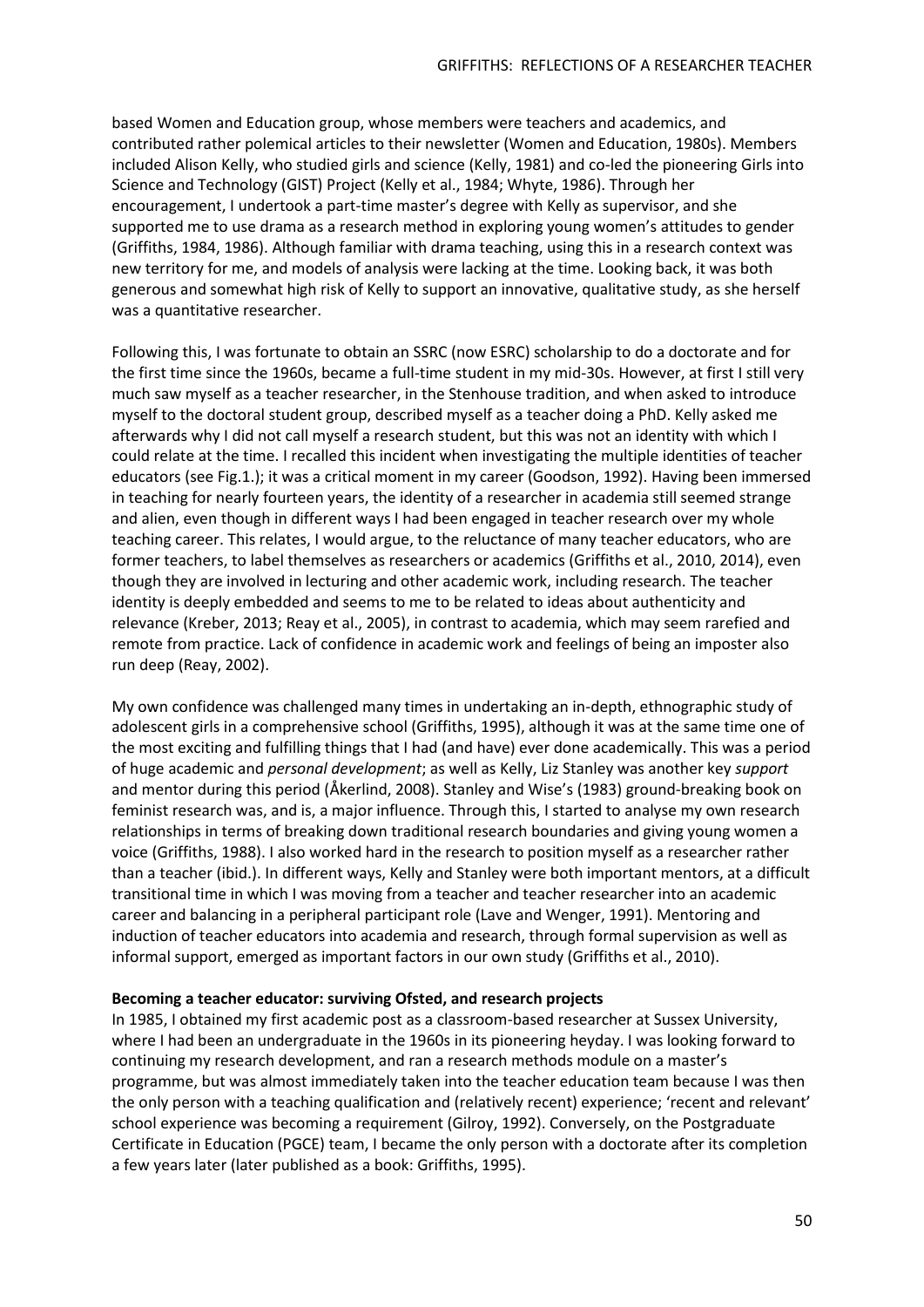based Women and Education group, whose members were teachers and academics, and contributed rather polemical articles to their newsletter (Women and Education, 1980s). Members included Alison Kelly, who studied girls and science (Kelly, 1981) and co-led the pioneering Girls into Science and Technology (GIST) Project (Kelly et al., 1984; Whyte, 1986). Through her encouragement, I undertook a part-time master's degree with Kelly as supervisor, and she supported me to use drama as a research method in exploring young women's attitudes to gender (Griffiths, 1984, 1986). Although familiar with drama teaching, using this in a research context was new territory for me, and models of analysis were lacking at the time. Looking back, it was both generous and somewhat high risk of Kelly to support an innovative, qualitative study, as she herself was a quantitative researcher.

Following this, I was fortunate to obtain an SSRC (now ESRC) scholarship to do a doctorate and for the first time since the 1960s, became a full-time student in my mid-30s. However, at first I still very much saw myself as a teacher researcher, in the Stenhouse tradition, and when asked to introduce myself to the doctoral student group, described myself as a teacher doing a PhD. Kelly asked me afterwards why I did not call myself a research student, but this was not an identity with which I could relate at the time. I recalled this incident when investigating the multiple identities of teacher educators (see Fig.1.); it was a critical moment in my career (Goodson, 1992). Having been immersed in teaching for nearly fourteen years, the identity of a researcher in academia still seemed strange and alien, even though in different ways I had been engaged in teacher research over my whole teaching career. This relates, I would argue, to the reluctance of many teacher educators, who are former teachers, to label themselves as researchers or academics (Griffiths et al., 2010, 2014), even though they are involved in lecturing and other academic work, including research. The teacher identity is deeply embedded and seems to me to be related to ideas about authenticity and relevance (Kreber, 2013; Reay et al., 2005), in contrast to academia, which may seem rarefied and remote from practice. Lack of confidence in academic work and feelings of being an imposter also run deep (Reay, 2002).

My own confidence was challenged many times in undertaking an in-depth, ethnographic study of adolescent girls in a comprehensive school (Griffiths, 1995), although it was at the same time one of the most exciting and fulfilling things that I had (and have) ever done academically. This was a period of huge academic and *personal development*; as well as Kelly, Liz Stanley was another key *support* and mentor during this period (Åkerlind, 2008). Stanley and Wise's (1983) ground-breaking book on feminist research was, and is, a major influence. Through this, I started to analyse my own research relationships in terms of breaking down traditional research boundaries and giving young women a voice (Griffiths, 1988). I also worked hard in the research to position myself as a researcher rather than a teacher (ibid.). In different ways, Kelly and Stanley were both important mentors, at a difficult transitional time in which I was moving from a teacher and teacher researcher into an academic career and balancing in a peripheral participant role (Lave and Wenger, 1991). Mentoring and induction of teacher educators into academia and research, through formal supervision as well as informal support, emerged as important factors in our own study (Griffiths et al., 2010).

**Becoming a teacher educator: surviving Ofsted, and research projects**

In 1985, I obtained my first academic post as a classroom-based researcher at Sussex University, where I had been an undergraduate in the 1960s in its pioneering heyday. I was looking forward to continuing my research development, and ran a research methods module on a master's programme, but was almost immediately taken into the teacher education team because I was then the only person with a teaching qualification and (relatively recent) experience; 'recent and relevant' school experience was becoming a requirement (Gilroy, 1992). Conversely, on the Postgraduate Certificate in Education (PGCE) team, I became the only person with a doctorate after its completion a few years later (later published as a book: Griffiths, 1995).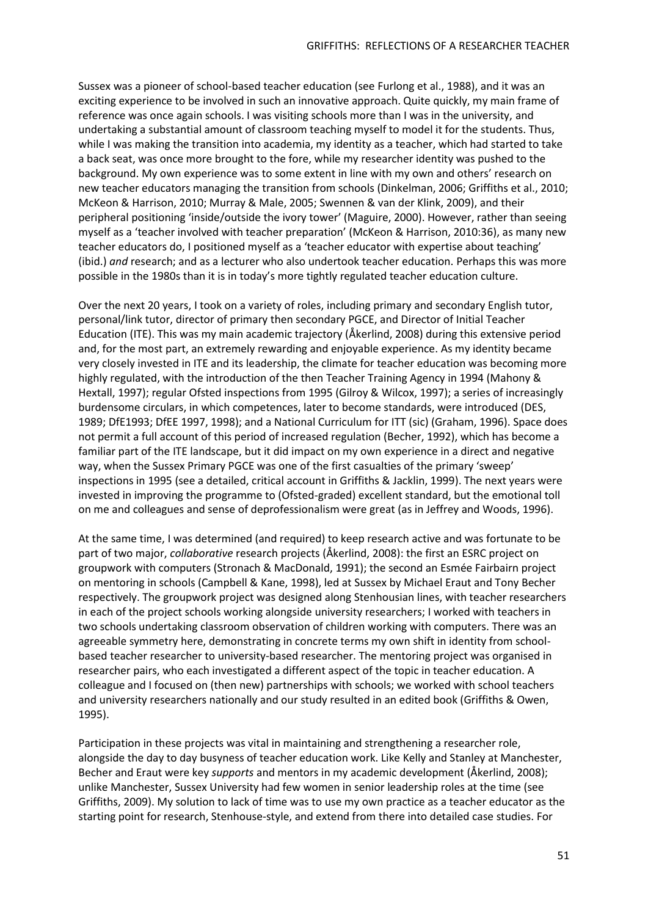Sussex was a pioneer of school-based teacher education (see Furlong et al., 1988), and it was an exciting experience to be involved in such an innovative approach. Quite quickly, my main frame of reference was once again schools. I was visiting schools more than I was in the university, and undertaking a substantial amount of classroom teaching myself to model it for the students. Thus, while I was making the transition into academia, my identity as a teacher, which had started to take a back seat, was once more brought to the fore, while my researcher identity was pushed to the background. My own experience was to some extent in line with my own and others' research on new teacher educators managing the transition from schools (Dinkelman, 2006; Griffiths et al., 2010; McKeon & Harrison, 2010; Murray & Male, 2005; Swennen & van der Klink, 2009), and their peripheral positioning 'inside/outside the ivory tower' (Maguire, 2000). However, rather than seeing myself as a 'teacher involved with teacher preparation' (McKeon & Harrison, 2010:36), as many new teacher educators do, I positioned myself as a 'teacher educator with expertise about teaching' (ibid.) *and* research; and as a lecturer who also undertook teacher education. Perhaps this was more possible in the 1980s than it is in today's more tightly regulated teacher education culture.

Over the next 20 years, I took on a variety of roles, including primary and secondary English tutor, personal/link tutor, director of primary then secondary PGCE, and Director of Initial Teacher Education (ITE). This was my main academic trajectory (Åkerlind, 2008) during this extensive period and, for the most part, an extremely rewarding and enjoyable experience. As my identity became very closely invested in ITE and its leadership, the climate for teacher education was becoming more highly regulated, with the introduction of the then Teacher Training Agency in 1994 (Mahony & Hextall, 1997); regular Ofsted inspections from 1995 (Gilroy & Wilcox, 1997); a series of increasingly burdensome circulars, in which competences, later to become standards, were introduced (DES, 1989; DfE1993; DfEE 1997, 1998); and a National Curriculum for ITT (sic) (Graham, 1996). Space does not permit a full account of this period of increased regulation (Becher, 1992), which has become a familiar part of the ITE landscape, but it did impact on my own experience in a direct and negative way, when the Sussex Primary PGCE was one of the first casualties of the primary 'sweep' inspections in 1995 (see a detailed, critical account in Griffiths & Jacklin, 1999). The next years were invested in improving the programme to (Ofsted-graded) excellent standard, but the emotional toll on me and colleagues and sense of deprofessionalism were great (as in Jeffrey and Woods, 1996).

At the same time, I was determined (and required) to keep research active and was fortunate to be part of two major, *collaborative* research projects (Åkerlind, 2008): the first an ESRC project on groupwork with computers (Stronach & MacDonald, 1991); the second an Esmée Fairbairn project on mentoring in schools (Campbell & Kane, 1998), led at Sussex by Michael Eraut and Tony Becher respectively. The groupwork project was designed along Stenhousian lines, with teacher researchers in each of the project schools working alongside university researchers; I worked with teachers in two schools undertaking classroom observation of children working with computers. There was an agreeable symmetry here, demonstrating in concrete terms my own shift in identity from school-based teacher researcher to university-based researcher. The mentoring project was organised in researcher pairs, who each investigated a different aspect of the topic in teacher education. A colleague and I focused on (then new) partnerships with schools; we worked with school teachers and university researchers nationally and our study resulted in an edited book (Griffiths & Owen, 1995).

Participation in these projects was vital in maintaining and strengthening a researcher role, alongside the day to day busyness of teacher education work. Like Kelly and Stanley at Manchester, Becher and Eraut were key *supports* and mentors in my academic development (Åkerlind, 2008); unlike Manchester, Sussex University had few women in senior leadership roles at the time (see Griffiths, 2009). My solution to lack of time was to use my own practice as a teacher educator as the starting point for research, Stenhouse-style, and extend from there into detailed case studies. For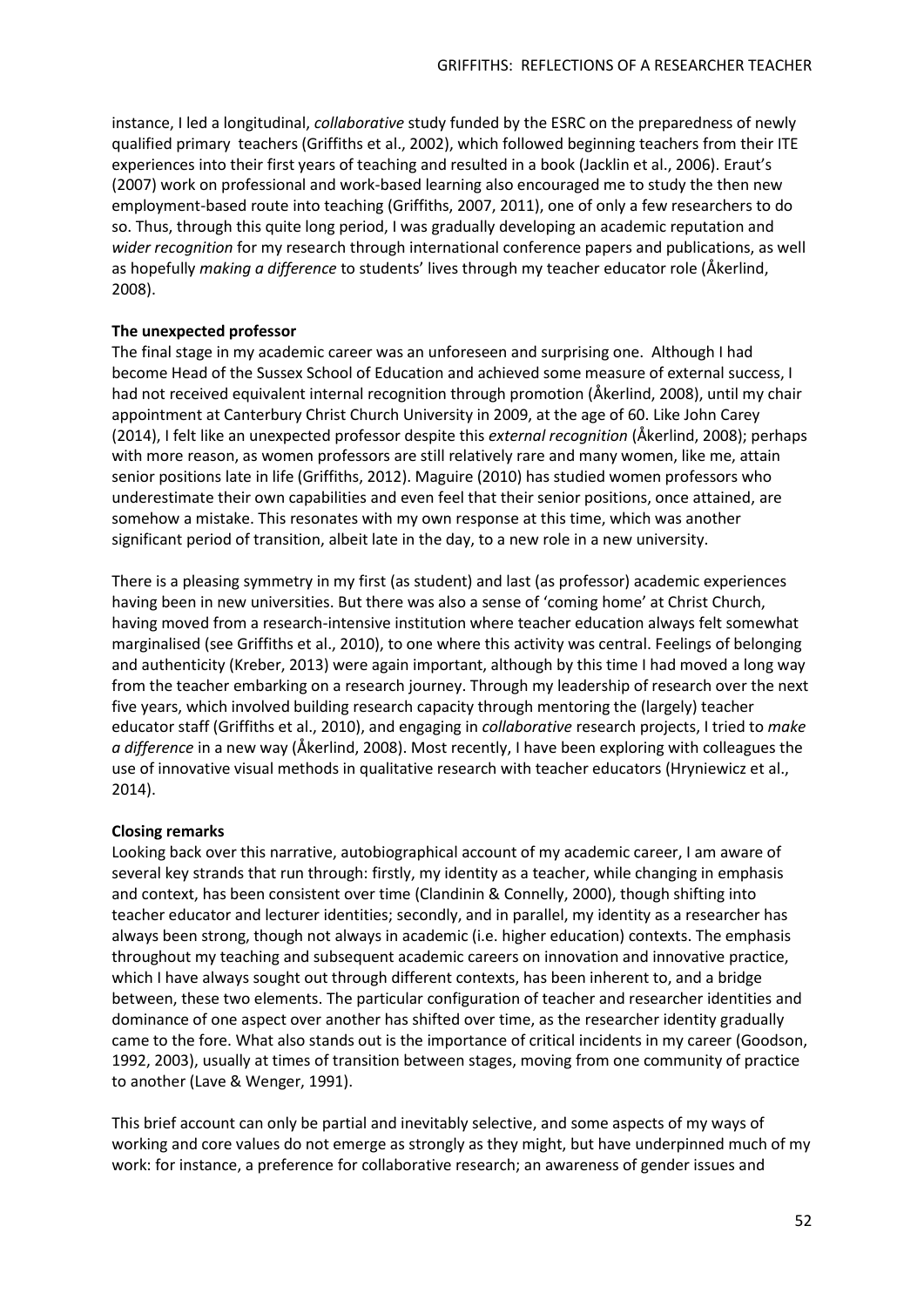instance, I led a longitudinal, *collaborative* study funded by the ESRC on the preparedness of newly qualified primary teachers (Griffiths et al., 2002), which followed beginning teachers from their ITE experiences into their first years of teaching and resulted in a book (Jacklin et al., 2006). Eraut's (2007) work on professional and work-based learning also encouraged me to study the then new employment-based route into teaching (Griffiths, 2007, 2011), one of only a few researchers to do so. Thus, through this quite long period, I was gradually developing an academic reputation and *wider recognition* for my research through international conference papers and publications, as well as hopefully *making a difference* to students' lives through my teacher educator role (Åkerlind, 2008).

**The unexpected professor**

The final stage in my academic career was an unforeseen and surprising one. Although I had become Head of the Sussex School of Education and achieved some measure of external success, I had not received equivalent internal recognition through promotion (Åkerlind, 2008), until my chair appointment at Canterbury Christ Church University in 2009, at the age of 60. Like John Carey (2014), I felt like an unexpected professor despite this *external recognition* (Åkerlind, 2008); perhaps with more reason, as women professors are still relatively rare and many women, like me, attain senior positions late in life (Griffiths, 2012). Maguire (2010) has studied women professors who underestimate their own capabilities and even feel that their senior positions, once attained, are somehow a mistake. This resonates with my own response at this time, which was another significant period of transition, albeit late in the day, to a new role in a new university.

There is a pleasing symmetry in my first (as student) and last (as professor) academic experiences having been in new universities. But there was also a sense of 'coming home' at Christ Church, having moved from a research-intensive institution where teacher education always felt somewhat marginalised (see Griffiths et al., 2010), to one where this activity was central. Feelings of belonging and authenticity (Kreber, 2013) were again important, although by this time I had moved a long way from the teacher embarking on a research journey. Through my leadership of research over the next five years, which involved building research capacity through mentoring the (largely) teacher educator staff (Griffiths et al., 2010), and engaging in *collaborative* research projects, I tried to *make a difference* in a new way (Åkerlind, 2008). Most recently, I have been exploring with colleagues the use of innovative visual methods in qualitative research with teacher educators (Hryniewicz et al., 2014).

**Closing remarks**

Looking back over this narrative, autobiographical account of my academic career, I am aware of several key strands that run through: firstly, my identity as a teacher, while changing in emphasis and context, has been consistent over time (Clandinin & Connelly, 2000), though shifting into teacher educator and lecturer identities; secondly, and in parallel, my identity as a researcher has always been strong, though not always in academic (i.e. higher education) contexts. The emphasis throughout my teaching and subsequent academic careers on innovation and innovative practice, which I have always sought out through different contexts, has been inherent to, and a bridge between, these two elements. The particular configuration of teacher and researcher identities and dominance of one aspect over another has shifted over time, as the researcher identity gradually came to the fore. What also stands out is the importance of critical incidents in my career (Goodson, 1992, 2003), usually at times of transition between stages, moving from one community of practice to another (Lave & Wenger, 1991).

This brief account can only be partial and inevitably selective, and some aspects of my ways of working and core values do not emerge as strongly as they might, but have underpinned much of my work: for instance, a preference for collaborative research; an awareness of gender issues and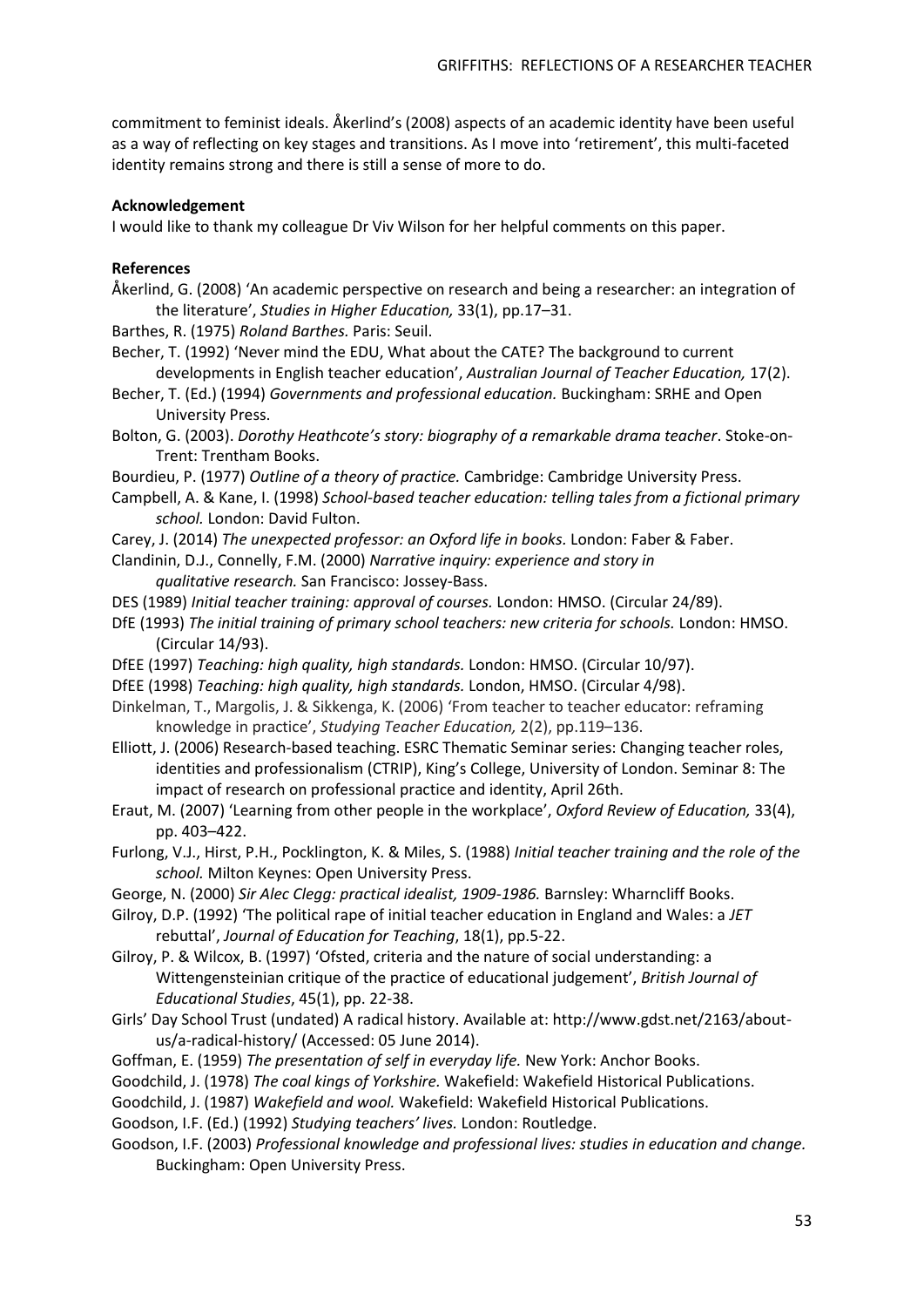commitment to feminist ideals. Åkerlind's (2008) aspects of an academic identity have been useful as a way of reflecting on key stages and transitions. As I move into 'retirement', this multi-faceted identity remains strong and there is still a sense of more to do.

**Acknowledgement**

I would like to thank my colleague Dr Viv Wilson for her helpful comments on this paper.

**References**

Åkerlind, G. (2008) 'An academic perspective on research and being a researcher: an integration of the literature', *Studies in Higher Education,* 33(1), pp.17–31.

Barthes, R. (1975) *Roland Barthes.* Paris: Seuil.

Becher, T. (1992) 'Never mind the EDU, What about the CATE? The background to current developments in English teacher education', *Australian Journal of Teacher Education,* 17(2).

Becher, T. (Ed.) (1994) *Governments and professional education.* Buckingham: SRHE and Open University Press.

Bolton, G. (2003). *Dorothy Heathcote's story: biography of a remarkable drama teacher*. Stoke-on-Trent: Trentham Books.

Bourdieu, P. (1977) *Outline of a theory of practice.* Cambridge: Cambridge University Press.

Campbell, A. & Kane, I. (1998) *School-based teacher education: telling tales from a fictional primary school.* London: David Fulton.

Carey, J. (2014) *The unexpected professor: an Oxford life in books.* London: Faber & Faber.

Clandinin, D.J., Connelly, F.M. (2000) *Narrative inquiry: experience and story in qualitative research.* San Francisco: Jossey-Bass.

DES (1989) *Initial teacher training: approval of courses.* London: HMSO. (Circular 24/89).

DfE (1993) *The initial training of primary school teachers: new criteria for schools.* London: HMSO. (Circular 14/93).

DfEE (1997) *Teaching: high quality, high standards.* London: HMSO. (Circular 10/97).

DfEE (1998) *Teaching: high quality, high standards.* London, HMSO. (Circular 4/98).

Dinkelman, T., Margolis, J. & Sikkenga, K. (2006) 'From teacher to teacher educator: reframing knowledge in practice', *Studying Teacher Education,* 2(2), pp.119–136.

Elliott, J. (2006) Research-based teaching. ESRC Thematic Seminar series: Changing teacher roles, identities and professionalism (CTRIP), King's College, University of London. Seminar 8: The impact of research on professional practice and identity, April 26th.

Eraut, M. (2007) 'Learning from other people in the workplace', *Oxford Review of Education,* 33(4), pp. 403–422.

Furlong, V.J., Hirst, P.H., Pocklington, K. & Miles, S. (1988) *Initial teacher training and the role of the school.* Milton Keynes: Open University Press.

George, N. (2000) *Sir Alec Clegg: practical idealist, 1909-1986.* Barnsley: Wharncliff Books.

Gilroy, D.P. (1992) 'The political rape of initial teacher education in England and Wales: a *JET* rebuttal', *Journal of Education for Teaching*, 18(1), pp.5-22.

Gilroy, P. & Wilcox, B. (1997) 'Ofsted, criteria and the nature of social understanding: a Wittengensteinian critique of the practice of educational judgement', *British Journal of Educational Studies*, 45(1), pp. 22-38.

Girls' Day School Trust (undated) A radical history. Available at: http://www.gdst.net/2163/about-us/a-radical-history/ (Accessed: 05 June 2014).

Goffman, E. (1959) *The presentation of self in everyday life.* New York: Anchor Books.

Goodchild, J. (1978) *The coal kings of Yorkshire.* Wakefield: Wakefield Historical Publications.

Goodchild, J. (1987) *Wakefield and wool.* Wakefield: Wakefield Historical Publications.

Goodson, I.F. (Ed.) (1992) *Studying teachers' lives.* London: Routledge.

Goodson, I.F. (2003) *Professional knowledge and professional lives: studies in education and change*. Buckingham: Open University Press.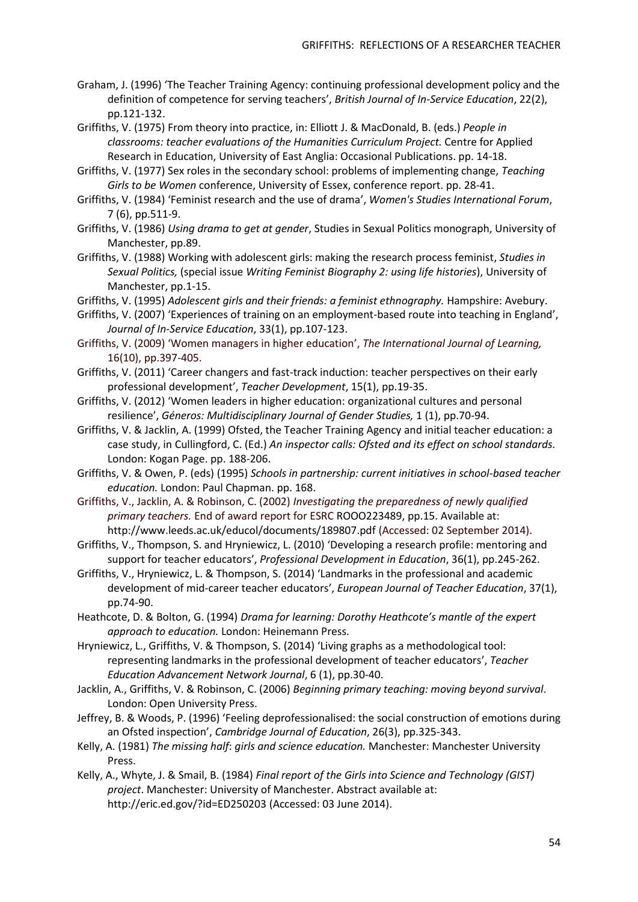Graham, J. (1996) 'The Teacher Training Agency: continuing professional development policy and the definition of competence for serving teachers', *British Journal of In-Service Education*, 22(2), pp.121-132.

Griffiths, V. (1975) From theory into practice, in: Elliott J. & MacDonald, B. (eds.) *People in classrooms: teacher evaluations of the Humanities Curriculum Project.* Centre for Applied Research in Education, University of East Anglia: Occasional Publications. pp. 14-18.

Griffiths, V. (1977) Sex roles in the secondary school: problems of implementing change, *Teaching Girls to be Women* conference, University of Essex, conference report. pp. 28-41.

Griffiths, V. (1984) 'Feminist research and the use of drama', *Women's Studies International Forum*, 7 (6), pp.511-9.

Griffiths, V. (1986) *Using drama to get at gender*, Studies in Sexual Politics monograph, University of Manchester, pp.89.

Griffiths, V. (1988) Working with adolescent girls: making the research process feminist, *Studies in Sexual Politics,* (special issue *Writing Feminist Biography 2: using life histories*), University of Manchester, pp.1-15.

Griffiths, V. (1995) *Adolescent girls and their friends: a feminist ethnography.* Hampshire: Avebury.

Griffiths, V. (2007) 'Experiences of training on an employment-based route into teaching in England', *Journal of In-Service Education*, 33(1), pp.107-123.

Griffiths, V. (2009) 'Women managers in higher education', *The International Journal of Learning,* 16(10), pp.397-405.

Griffiths, V. (2011) 'Career changers and fast-track induction: teacher perspectives on their early professional development', *Teacher Development*, 15(1), pp.19-35.

Griffiths, V. (2012) 'Women leaders in higher education: organizational cultures and personal resilience', *Géneros: Multidisciplinary Journal of Gender Studies,* 1 (1), pp.70-94.

Griffiths, V. & Jacklin, A. (1999) Ofsted, the Teacher Training Agency and initial teacher education: a case study, in Cullingford, C. (Ed.) *An inspector calls: Ofsted and its effect on school standards.* London: Kogan Page. pp. 188-206.

Griffiths, V. & Owen, P. (eds) (1995) *Schools in partnership: current initiatives in school-based teacher education.* London: Paul Chapman. pp. 168.

Griffiths, V., Jacklin, A. & Robinson, C. (2002) *Investigating the preparedness of newly qualified primary teachers.* End of award report for ESRC ROOO223489, pp.15. Available at: http://www.leeds.ac.uk/educol/documents/189807.pdf (Accessed: 02 September 2014).

Griffiths, V., Thompson, S. and Hryniewicz, L. (2010) 'Developing a research profile: mentoring and support for teacher educators', *Professional Development in Education*, 36(1), pp.245-262.

Griffiths, V., Hryniewicz, L. & Thompson, S. (2014) 'Landmarks in the professional and academic development of mid-career teacher educators', *European Journal of Teacher Education*, 37(1), pp.74-90.

Heathcote, D. & Bolton, G. (1994) *Drama for learning: Dorothy Heathcote's mantle of the expert approach to education.* London: Heinemann Press.

Hryniewicz, L., Griffiths, V. & Thompson, S. (2014) 'Living graphs as a methodological tool: representing landmarks in the professional development of teacher educators', *Teacher Education Advancement Network Journal*, 6 (1), pp.30-40.

Jacklin, A., Griffiths, V. & Robinson, C. (2006) *Beginning primary teaching: moving beyond survival*. London: Open University Press.

Jeffrey, B. & Woods, P. (1996) 'Feeling deprofessionalised: the social construction of emotions during an Ofsted inspection', *Cambridge Journal of Education*, 26(3), pp.325-343.

Kelly, A. (1981) *The missing half*: *girls and science education.* Manchester: Manchester University Press.

Kelly, A., Whyte, J. & Smail, B. (1984) *Final report of the Girls into Science and Technology (GIST) project*. Manchester: University of Manchester. Abstract available at: http://eric.ed.gov/?id=ED250203 (Accessed: 03 June 2014).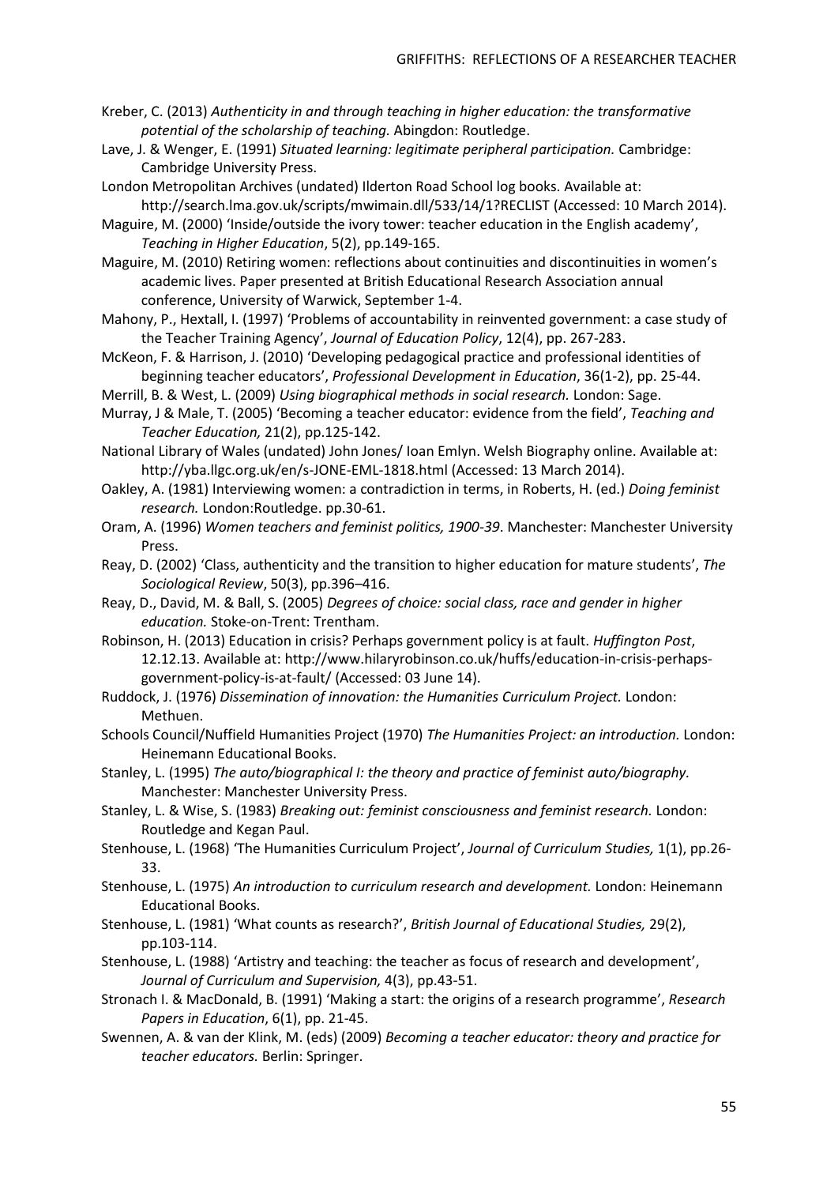Kreber, C. (2013) *Authenticity in and through teaching in higher education: the transformative potential of the scholarship of teaching.* Abingdon: Routledge.

Lave, J. & Wenger, E. (1991) *Situated learning: legitimate peripheral participation.* Cambridge: Cambridge University Press.

London Metropolitan Archives (undated) Ilderton Road School log books. Available at: http://search.lma.gov.uk/scripts/mwimain.dll/533/14/1?RECLIST (Accessed: 10 March 2014).

Maguire, M. (2000) 'Inside/outside the ivory tower: teacher education in the English academy', *Teaching in Higher Education*, 5(2), pp.149-165.

Maguire, M. (2010) Retiring women: reflections about continuities and discontinuities in women's academic lives. Paper presented at British Educational Research Association annual conference, University of Warwick, September 1-4.

Mahony, P., Hextall, I. (1997) 'Problems of accountability in reinvented government: a case study of the Teacher Training Agency', *Journal of Education Policy*, 12(4), pp. 267-283.

McKeon, F. & Harrison, J. (2010) 'Developing pedagogical practice and professional identities of beginning teacher educators', *Professional Development in Education*, 36(1-2), pp. 25-44.

Merrill, B. & West, L. (2009) *Using biographical methods in social research.* London: Sage.

Murray, J & Male, T. (2005) 'Becoming a teacher educator: evidence from the field', *Teaching and Teacher Education,* 21(2), pp.125-142.

National Library of Wales (undated) John Jones/ Ioan Emlyn. Welsh Biography online. Available at: http://yba.llgc.org.uk/en/s-JONE-EML-1818.html (Accessed: 13 March 2014).

Oakley, A. (1981) Interviewing women: a contradiction in terms, in Roberts, H. (ed.) *Doing feminist research.* London:Routledge. pp.30-61.

Oram, A. (1996) *Women teachers and feminist politics, 1900-39*. Manchester: Manchester University Press.

Reay, D. (2002) 'Class, authenticity and the transition to higher education for mature students', *The Sociological Review*, 50(3), pp.396–416.

Reay, D., David, M. & Ball, S. (2005) *Degrees of choice: social class, race and gender in higher education.* Stoke-on-Trent: Trentham.

Robinson, H. (2013) Education in crisis? Perhaps government policy is at fault. *Huffington Post*, 12.12.13. Available at: http://www.hilaryrobinson.co.uk/huffs/education-in-crisis-perhaps-government-policy-is-at-fault/ (Accessed: 03 June 14).

Ruddock, J. (1976) *Dissemination of innovation: the Humanities Curriculum Project.* London: Methuen.

Schools Council/Nuffield Humanities Project (1970) *The Humanities Project: an introduction.* London: Heinemann Educational Books.

Stanley, L. (1995) *The auto/biographical I: the theory and practice of feminist auto/biography.* Manchester: Manchester University Press.

Stanley, L. & Wise, S. (1983) *Breaking out: feminist consciousness and feminist research.* London: Routledge and Kegan Paul.

Stenhouse, L. (1968) 'The Humanities Curriculum Project', *Journal of Curriculum Studies,* 1(1), pp.26-33.

Stenhouse, L. (1975) *An introduction to curriculum research and development.* London: Heinemann Educational Books.

Stenhouse, L. (1981) 'What counts as research?', *British Journal of Educational Studies,* 29(2), pp.103-114.

Stenhouse, L. (1988) 'Artistry and teaching: the teacher as focus of research and development', *Journal of Curriculum and Supervision,* 4(3), pp.43-51.

Stronach I. & MacDonald, B. (1991) 'Making a start: the origins of a research programme', *Research Papers in Education*, 6(1), pp. 21-45.

Swennen, A. & van der Klink, M. (eds) (2009) *Becoming a teacher educator: theory and practice for teacher educators.* Berlin: Springer.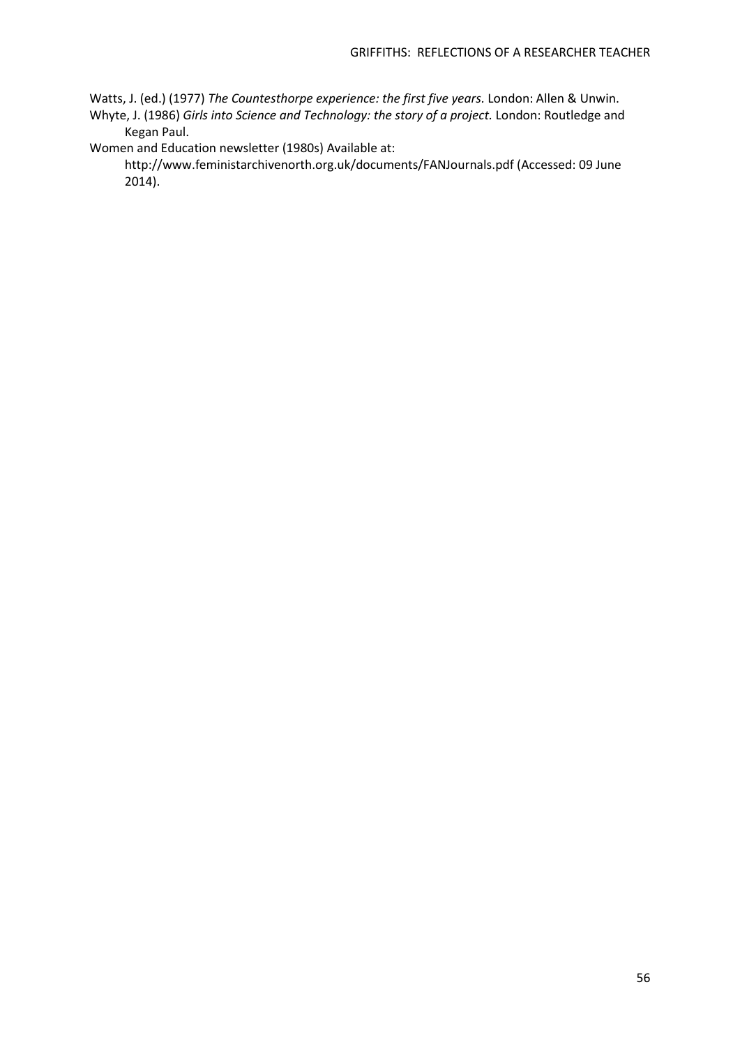Watts, J. (ed.) (1977) *The Countesthorpe experience: the first five years.* London: Allen & Unwin.

Whyte, J. (1986) *Girls into Science and Technology: the story of a project.* London: Routledge and Kegan Paul.

Women and Education newsletter (1980s) Available at: http://www.feministarchivenorth.org.uk/documents/FANJournals.pdf (Accessed: 09 June 2014).